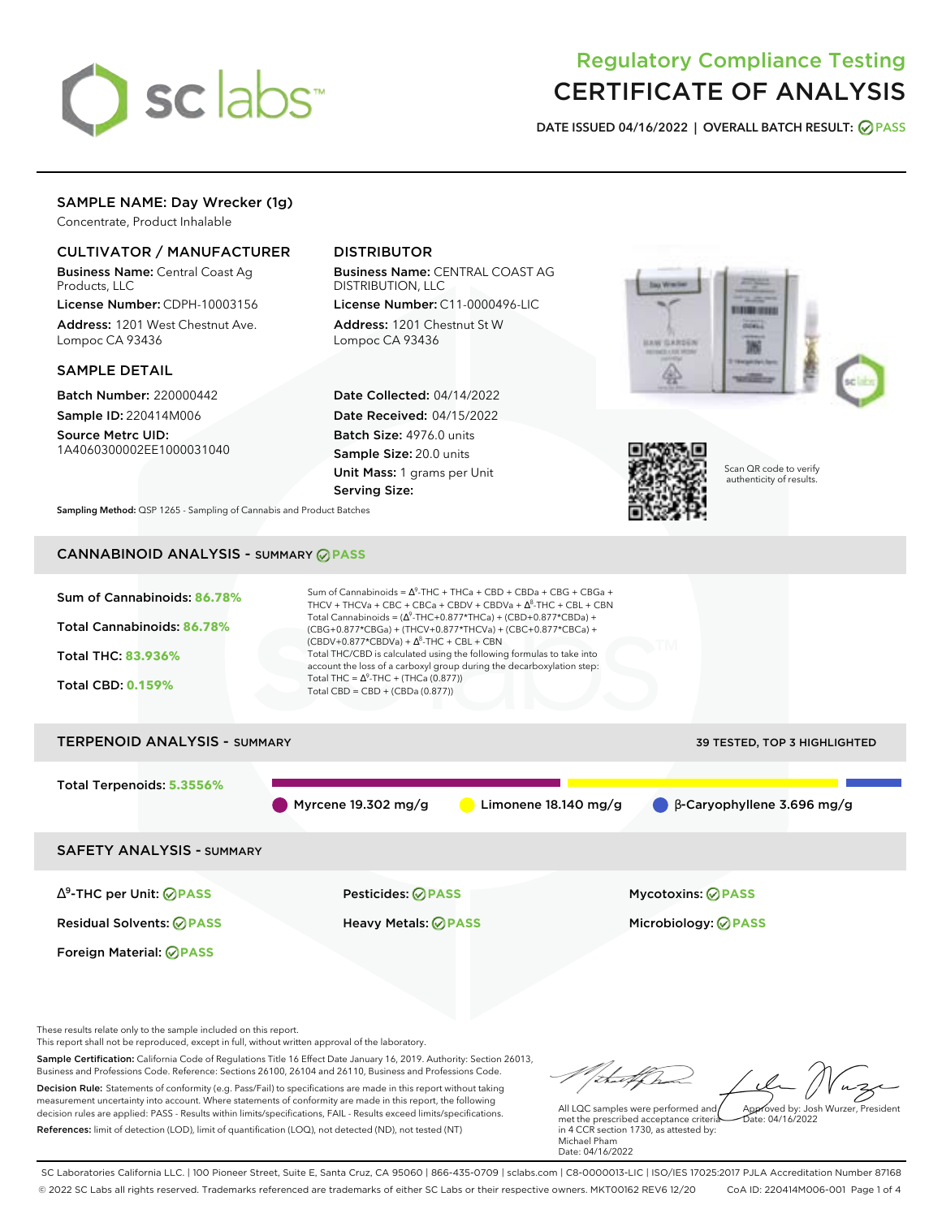# Regulatory Compliance Testing
# CERTIFICATE OF ANALYSIS

**DATE ISSUED 04/16/2022 | OVERALL BATCH RESULT: PASS**

## SAMPLE NAME: Day Wrecker (1g)

Concentrate, Product Inhalable

### CULTIVATOR / MANUFACTURER

**Business Name:** Central Coast Ag Products, LLC

**License Number:** CDPH-10003156

**Address:** 1201 West Chestnut Ave. Lompoc CA 93436

### DISTRIBUTOR

**Business Name:** CENTRAL COAST AG DISTRIBUTION, LLC

**License Number:** C11-0000496-LIC

**Address:** 1201 Chestnut St W Lompoc CA 93436

### SAMPLE DETAIL

**Batch Number:** 220000442

**Sample ID:** 220414M006

**Source Metrc UID:** 1A4060300002EE1000031040

**Date Collected:** 04/14/2022

**Date Received:** 04/15/2022

**Batch Size:** 4976.0 units

**Sample Size:** 20.0 units

**Unit Mass:** 1 grams per Unit

**Serving Size:**

**Sampling Method:** QSP 1265 - Sampling of Cannabis and Product Batches

Scan QR code to verify authenticity of results.

## CANNABINOID ANALYSIS - SUMMARY PASS

**Sum of Cannabinoids:** 86.78%

**Total Cannabinoids:** 86.78%

**Total THC:** 83.936%

**Total CBD:** 0.159%

Sum of Cannabinoids = $\Delta^9$-THC + THCa + CBD + CBDa + CBG + CBGa + THCV + THCVa + CBC + CBCa + CBDV + CBDVa + $\Delta^8$-THC + CBL + CBN

Total Cannabinoids = ($\Delta^9$-THC+0.877*THCa) + (CBD+0.877*CBDa) + (CBG+0.877*CBGa) + (THCV+0.877*THCVa) + (CBC+0.877*CBCa) + (CBDV+0.877*CBDVa) + $\Delta^8$-THC + CBL + CBN

Total THC/CBD is calculated using the following formulas to take into account the loss of a carboxyl group during the decarboxylation step:

Total THC = $\Delta^9$-THC + (THCa (0.877))

Total CBD = CBD + (CBDa (0.877))

## TERPENOID ANALYSIS - SUMMARY

39 TESTED, TOP 3 HIGHLIGHTED

**Total Terpenoids:** 5.3556%

Myrcene 19.302 mg/g | Limonene 18.140 mg/g | β-Caryophyllene 3.696 mg/g

## SAFETY ANALYSIS - SUMMARY

| | | |
|---|---|---|
| $\Delta^9$-THC per Unit: PASS | Pesticides: PASS | Mycotoxins: PASS |
| Residual Solvents: PASS | Heavy Metals: PASS | Microbiology: PASS |
| Foreign Material: PASS | | |

These results relate only to the sample included on this report.
This report shall not be reproduced, except in full, without written approval of the laboratory.

**Sample Certification:** California Code of Regulations Title 16 Effect Date January 16, 2019. Authority: Section 26013, Business and Professions Code. Reference: Sections 26100, 26104 and 26110, Business and Professions Code.

**Decision Rule:** Statements of conformity (e.g. Pass/Fail) to specifications are made in this report without taking measurement uncertainty into account. Where statements of conformity are made in this report, the following decision rules are applied: PASS - Results within limits/specifications, FAIL - Results exceed limits/specifications.

**References:** limit of detection (LOD), limit of quantification (LOQ), not detected (ND), not tested (NT)

All LQC samples were performed and met the prescribed acceptance criteria in 4 CCR section 1730, as attested by: Michael Pham
Date: 04/16/2022

Approved by: Josh Wurzer, President
Date: 04/16/2022

SC Laboratories California LLC. | 100 Pioneer Street, Suite E, Santa Cruz, CA 95060 | 866-435-0709 | sclabs.com | C8-0000013-LIC | ISO/IES 17025:2017 PJLA Accreditation Number 87168
© 2022 SC Labs all rights reserved. Trademarks referenced are trademarks of either SC Labs or their respective owners. MKT00162 REV6 12/20 CoA ID: 220414M006-001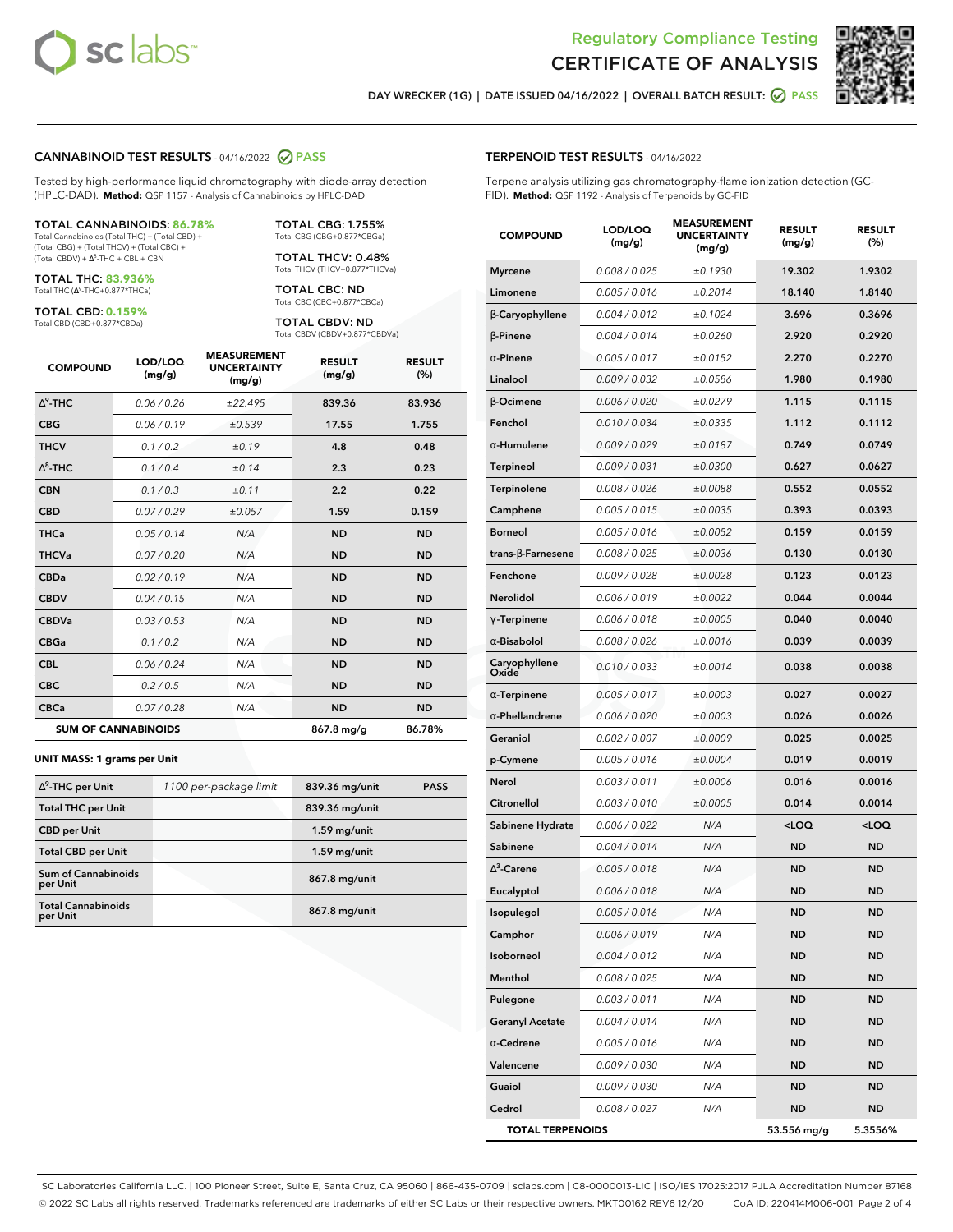# Regulatory Compliance Testing
# CERTIFICATE OF ANALYSIS

DAY WRECKER (1G) | DATE ISSUED 04/16/2022 | OVERALL BATCH RESULT: PASS

## CANNABINOID TEST RESULTS - 04/16/2022 PASS

Tested by high-performance liquid chromatography with diode-array detection (HPLC-DAD). **Method:** QSP 1157 - Analysis of Cannabinoids by HPLC-DAD

**TOTAL CANNABINOIDS: 86.78%**
Total Cannabinoids (Total THC) + (Total CBD) + (Total CBG) + (Total THCV) + (Total CBC) + (Total CBDV) + $\Delta^8$-THC + CBL + CBN

**TOTAL THC: 83.936%**
Total THC ($\Delta^9$-THC+0.877*THCa)

**TOTAL CBD: 0.159%**
Total CBD (CBD+0.877*CBDa)

**TOTAL CBG: 1.755%**
Total CBG (CBG+0.877*CBGa)

**TOTAL THCV: 0.48%**
Total THCV (THCV+0.877*THCVa)

**TOTAL CBC: ND**
Total CBC (CBC+0.877*CBCa)

**TOTAL CBDV: ND**
Total CBDV (CBDV+0.877*CBDVa)

| COMPOUND | LOD/LOQ (mg/g) | MEASUREMENT UNCERTAINTY (mg/g) | RESULT (mg/g) | RESULT (%) |
|---|---|---|---|---|
| $\Delta^9$-THC | 0.06 / 0.26 | ±22.495 | 839.36 | 83.936 |
| CBG | 0.06 / 0.19 | ±0.539 | 17.55 | 1.755 |
| THCV | 0.1 / 0.2 | ±0.19 | 4.8 | 0.48 |
| $\Delta^8$-THC | 0.1 / 0.4 | ±0.14 | 2.3 | 0.23 |
| CBN | 0.1 / 0.3 | ±0.11 | 2.2 | 0.22 |
| CBD | 0.07 / 0.29 | ±0.057 | 1.59 | 0.159 |
| THCa | 0.05 / 0.14 | N/A | ND | ND |
| THCVa | 0.07 / 0.20 | N/A | ND | ND |
| CBDa | 0.02 / 0.19 | N/A | ND | ND |
| CBDV | 0.04 / 0.15 | N/A | ND | ND |
| CBDVa | 0.03 / 0.53 | N/A | ND | ND |
| CBGa | 0.1 / 0.2 | N/A | ND | ND |
| CBL | 0.06 / 0.24 | N/A | ND | ND |
| CBC | 0.2 / 0.5 | N/A | ND | ND |
| CBCa | 0.07 / 0.28 | N/A | ND | ND |
| **SUM OF CANNABINOIDS** | | | 867.8 mg/g | 86.78% |

**UNIT MASS: 1 grams per Unit**

| | | | |
|---|---|---|---|
| $\Delta^9$-THC per Unit | 1100 per-package limit | 839.36 mg/unit | PASS |
| Total THC per Unit | | 839.36 mg/unit | |
| CBD per Unit | | 1.59 mg/unit | |
| Total CBD per Unit | | 1.59 mg/unit | |
| Sum of Cannabinoids per Unit | | 867.8 mg/unit | |
| Total Cannabinoids per Unit | | 867.8 mg/unit | |

## TERPENOID TEST RESULTS - 04/16/2022

Terpene analysis utilizing gas chromatography-flame ionization detection (GC-FID). **Method:** QSP 1192 - Analysis of Terpenoids by GC-FID

| COMPOUND | LOD/LOQ (mg/g) | MEASUREMENT UNCERTAINTY (mg/g) | RESULT (mg/g) | RESULT (%) |
|---|---|---|---|---|
| Myrcene | 0.008 / 0.025 | ±0.1930 | 19.302 | 1.9302 |
| Limonene | 0.005 / 0.016 | ±0.2014 | 18.140 | 1.8140 |
| β-Caryophyllene | 0.004 / 0.012 | ±0.1024 | 3.696 | 0.3696 |
| β-Pinene | 0.004 / 0.014 | ±0.0260 | 2.920 | 0.2920 |
| α-Pinene | 0.005 / 0.017 | ±0.0152 | 2.270 | 0.2270 |
| Linalool | 0.009 / 0.032 | ±0.0586 | 1.980 | 0.1980 |
| β-Ocimene | 0.006 / 0.020 | ±0.0279 | 1.115 | 0.1115 |
| Fenchol | 0.010 / 0.034 | ±0.0335 | 1.112 | 0.1112 |
| α-Humulene | 0.009 / 0.029 | ±0.0187 | 0.749 | 0.0749 |
| Terpineol | 0.009 / 0.031 | ±0.0300 | 0.627 | 0.0627 |
| Terpinolene | 0.008 / 0.026 | ±0.0088 | 0.552 | 0.0552 |
| Camphene | 0.005 / 0.015 | ±0.0035 | 0.393 | 0.0393 |
| Borneol | 0.005 / 0.016 | ±0.0052 | 0.159 | 0.0159 |
| trans-β-Farnesene | 0.008 / 0.025 | ±0.0036 | 0.130 | 0.0130 |
| Fenchone | 0.009 / 0.028 | ±0.0028 | 0.123 | 0.0123 |
| Nerolidol | 0.006 / 0.019 | ±0.0022 | 0.044 | 0.0044 |
| γ-Terpinene | 0.006 / 0.018 | ±0.0005 | 0.040 | 0.0040 |
| α-Bisabolol | 0.008 / 0.026 | ±0.0016 | 0.039 | 0.0039 |
| Caryophyllene Oxide | 0.010 / 0.033 | ±0.0014 | 0.038 | 0.0038 |
| α-Terpinene | 0.005 / 0.017 | ±0.0003 | 0.027 | 0.0027 |
| α-Phellandrene | 0.006 / 0.020 | ±0.0003 | 0.026 | 0.0026 |
| Geraniol | 0.002 / 0.007 | ±0.0009 | 0.025 | 0.0025 |
| p-Cymene | 0.005 / 0.016 | ±0.0004 | 0.019 | 0.0019 |
| Nerol | 0.003 / 0.011 | ±0.0006 | 0.016 | 0.0016 |
| Citronellol | 0.003 / 0.010 | ±0.0005 | 0.014 | 0.0014 |
| Sabinene Hydrate | 0.006 / 0.022 | N/A | <LOQ | <LOQ |
| Sabinene | 0.004 / 0.014 | N/A | ND | ND |
| $\Delta^3$-Carene | 0.005 / 0.018 | N/A | ND | ND |
| Eucalyptol | 0.006 / 0.018 | N/A | ND | ND |
| Isopulegol | 0.005 / 0.016 | N/A | ND | ND |
| Camphor | 0.006 / 0.019 | N/A | ND | ND |
| Isoborneol | 0.004 / 0.012 | N/A | ND | ND |
| Menthol | 0.008 / 0.025 | N/A | ND | ND |
| Pulegone | 0.003 / 0.011 | N/A | ND | ND |
| Geranyl Acetate | 0.004 / 0.014 | N/A | ND | ND |
| α-Cedrene | 0.005 / 0.016 | N/A | ND | ND |
| Valencene | 0.009 / 0.030 | N/A | ND | ND |
| Guaiol | 0.009 / 0.030 | N/A | ND | ND |
| Cedrol | 0.008 / 0.027 | N/A | ND | ND |
| **TOTAL TERPENOIDS** | | | 53.556 mg/g | 5.3556% |

SC Laboratories California LLC. | 100 Pioneer Street, Suite E, Santa Cruz, CA 95060 | 866-435-0709 | sclabs.com | C8-0000013-LIC | ISO/IES 17025:2017 PJLA Accreditation Number 87168
© 2022 SC Labs all rights reserved. Trademarks referenced are trademarks of either SC Labs or their respective owners. MKT00162 REV6 12/20 CoA ID: 220414M006-001